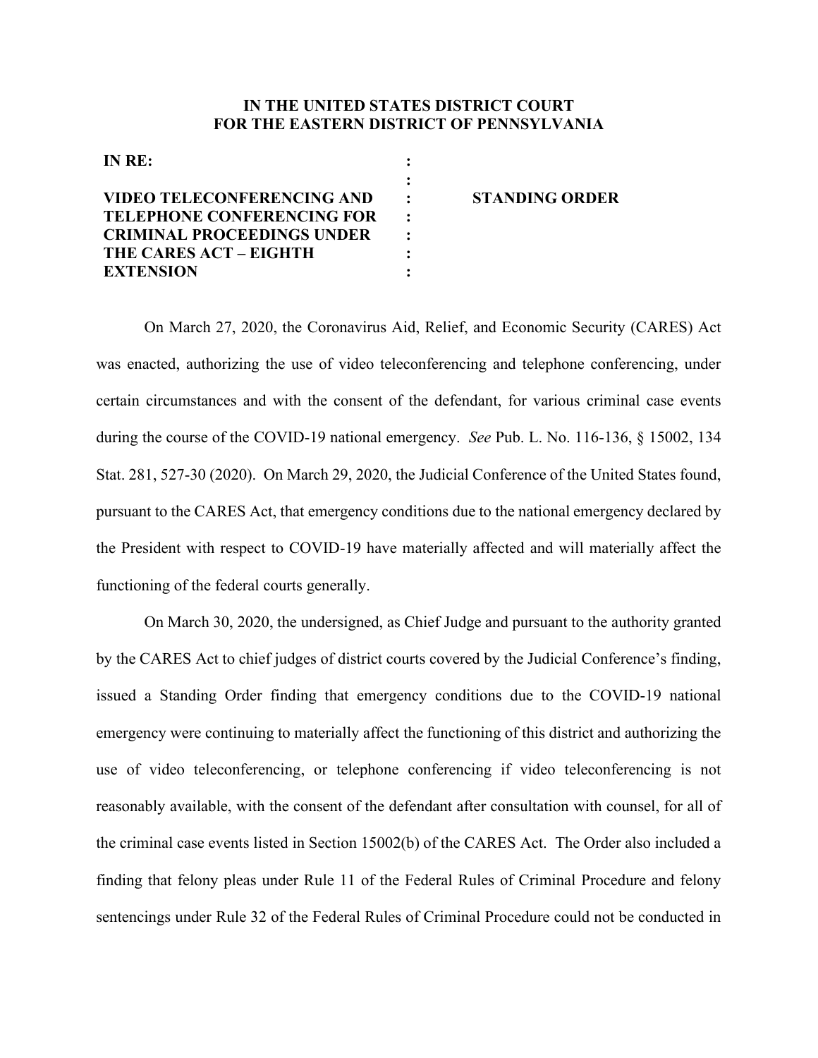# IN THE UNITED STATES DISTRICT COURT FOR THE EASTERN DISTRICT OF PENNSYLVANIA

**IN RE:**

**VIDEO TELECONFERENCING AND TELEPHONE CONFERENCING FOR CRIMINAL PROCEEDINGS UNDER THE CARES ACT – EIGHTH EXTENSION**

**STANDING ORDER**

On March 27, 2020, the Coronavirus Aid, Relief, and Economic Security (CARES) Act was enacted, authorizing the use of video teleconferencing and telephone conferencing, under certain circumstances and with the consent of the defendant, for various criminal case events during the course of the COVID-19 national emergency. *See* Pub. L. No. 116-136, § 15002, 134 Stat. 281, 527-30 (2020). On March 29, 2020, the Judicial Conference of the United States found, pursuant to the CARES Act, that emergency conditions due to the national emergency declared by the President with respect to COVID-19 have materially affected and will materially affect the functioning of the federal courts generally.

On March 30, 2020, the undersigned, as Chief Judge and pursuant to the authority granted by the CARES Act to chief judges of district courts covered by the Judicial Conference's finding, issued a Standing Order finding that emergency conditions due to the COVID-19 national emergency were continuing to materially affect the functioning of this district and authorizing the use of video teleconferencing, or telephone conferencing if video teleconferencing is not reasonably available, with the consent of the defendant after consultation with counsel, for all of the criminal case events listed in Section 15002(b) of the CARES Act. The Order also included a finding that felony pleas under Rule 11 of the Federal Rules of Criminal Procedure and felony sentencings under Rule 32 of the Federal Rules of Criminal Procedure could not be conducted in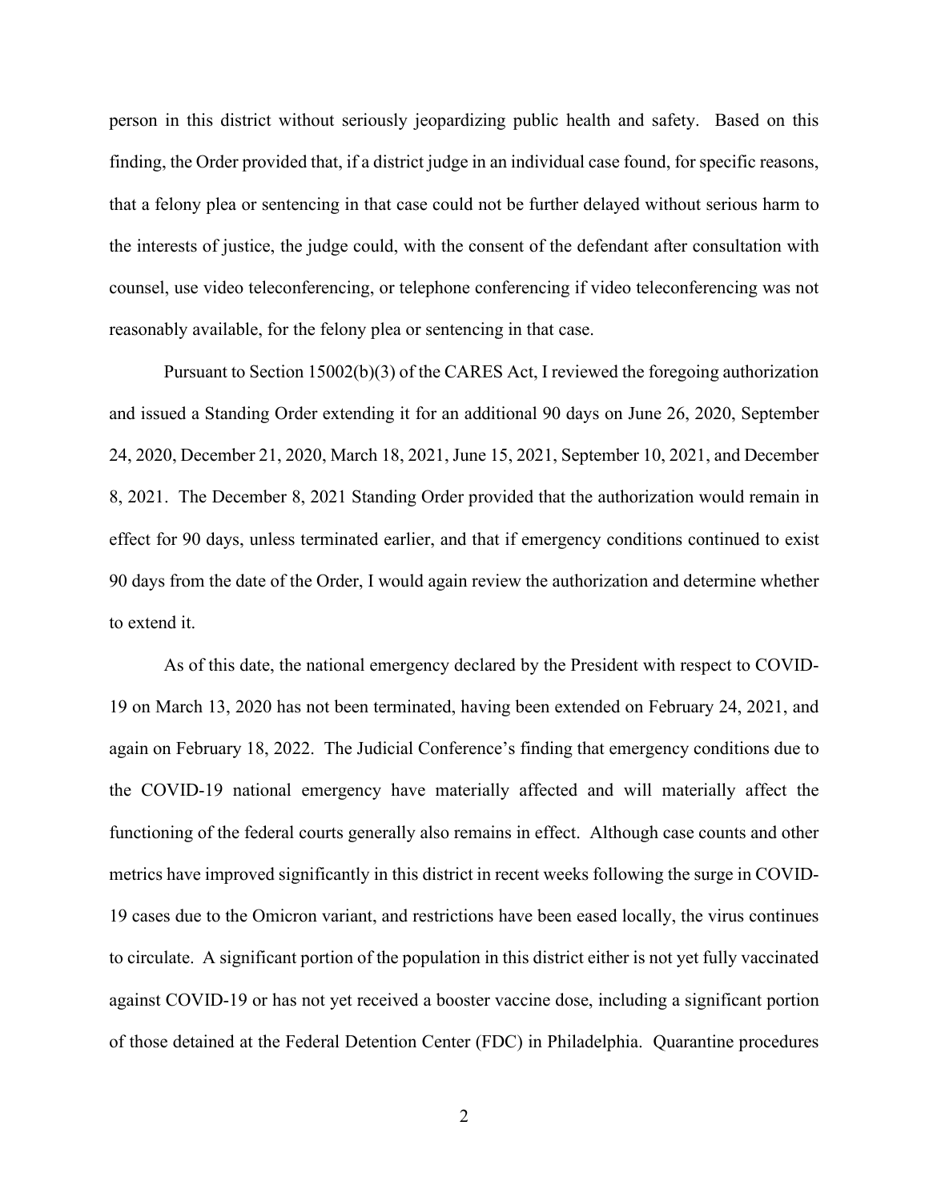person in this district without seriously jeopardizing public health and safety. Based on this finding, the Order provided that, if a district judge in an individual case found, for specific reasons, that a felony plea or sentencing in that case could not be further delayed without serious harm to the interests of justice, the judge could, with the consent of the defendant after consultation with counsel, use video teleconferencing, or telephone conferencing if video teleconferencing was not reasonably available, for the felony plea or sentencing in that case.

Pursuant to Section 15002(b)(3) of the CARES Act, I reviewed the foregoing authorization and issued a Standing Order extending it for an additional 90 days on June 26, 2020, September 24, 2020, December 21, 2020, March 18, 2021, June 15, 2021, September 10, 2021, and December 8, 2021. The December 8, 2021 Standing Order provided that the authorization would remain in effect for 90 days, unless terminated earlier, and that if emergency conditions continued to exist 90 days from the date of the Order, I would again review the authorization and determine whether to extend it.

As of this date, the national emergency declared by the President with respect to COVID-19 on March 13, 2020 has not been terminated, having been extended on February 24, 2021, and again on February 18, 2022. The Judicial Conference's finding that emergency conditions due to the COVID-19 national emergency have materially affected and will materially affect the functioning of the federal courts generally also remains in effect. Although case counts and other metrics have improved significantly in this district in recent weeks following the surge in COVID-19 cases due to the Omicron variant, and restrictions have been eased locally, the virus continues to circulate. A significant portion of the population in this district either is not yet fully vaccinated against COVID-19 or has not yet received a booster vaccine dose, including a significant portion of those detained at the Federal Detention Center (FDC) in Philadelphia. Quarantine procedures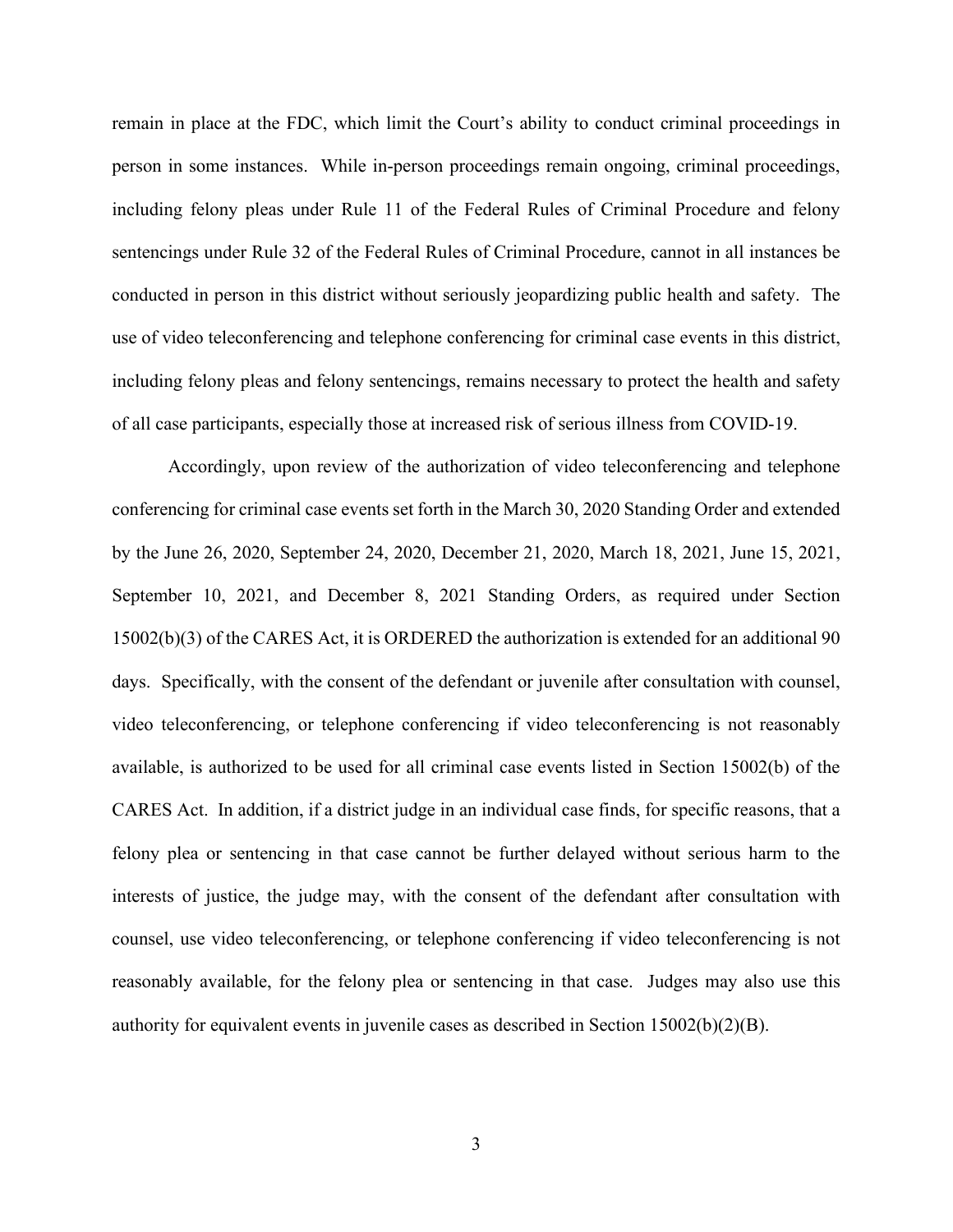remain in place at the FDC, which limit the Court's ability to conduct criminal proceedings in person in some instances. While in-person proceedings remain ongoing, criminal proceedings, including felony pleas under Rule 11 of the Federal Rules of Criminal Procedure and felony sentencings under Rule 32 of the Federal Rules of Criminal Procedure, cannot in all instances be conducted in person in this district without seriously jeopardizing public health and safety. The use of video teleconferencing and telephone conferencing for criminal case events in this district, including felony pleas and felony sentencings, remains necessary to protect the health and safety of all case participants, especially those at increased risk of serious illness from COVID-19.

Accordingly, upon review of the authorization of video teleconferencing and telephone conferencing for criminal case events set forth in the March 30, 2020 Standing Order and extended by the June 26, 2020, September 24, 2020, December 21, 2020, March 18, 2021, June 15, 2021, September 10, 2021, and December 8, 2021 Standing Orders, as required under Section 15002(b)(3) of the CARES Act, it is ORDERED the authorization is extended for an additional 90 days. Specifically, with the consent of the defendant or juvenile after consultation with counsel, video teleconferencing, or telephone conferencing if video teleconferencing is not reasonably available, is authorized to be used for all criminal case events listed in Section 15002(b) of the CARES Act. In addition, if a district judge in an individual case finds, for specific reasons, that a felony plea or sentencing in that case cannot be further delayed without serious harm to the interests of justice, the judge may, with the consent of the defendant after consultation with counsel, use video teleconferencing, or telephone conferencing if video teleconferencing is not reasonably available, for the felony plea or sentencing in that case. Judges may also use this authority for equivalent events in juvenile cases as described in Section 15002(b)(2)(B).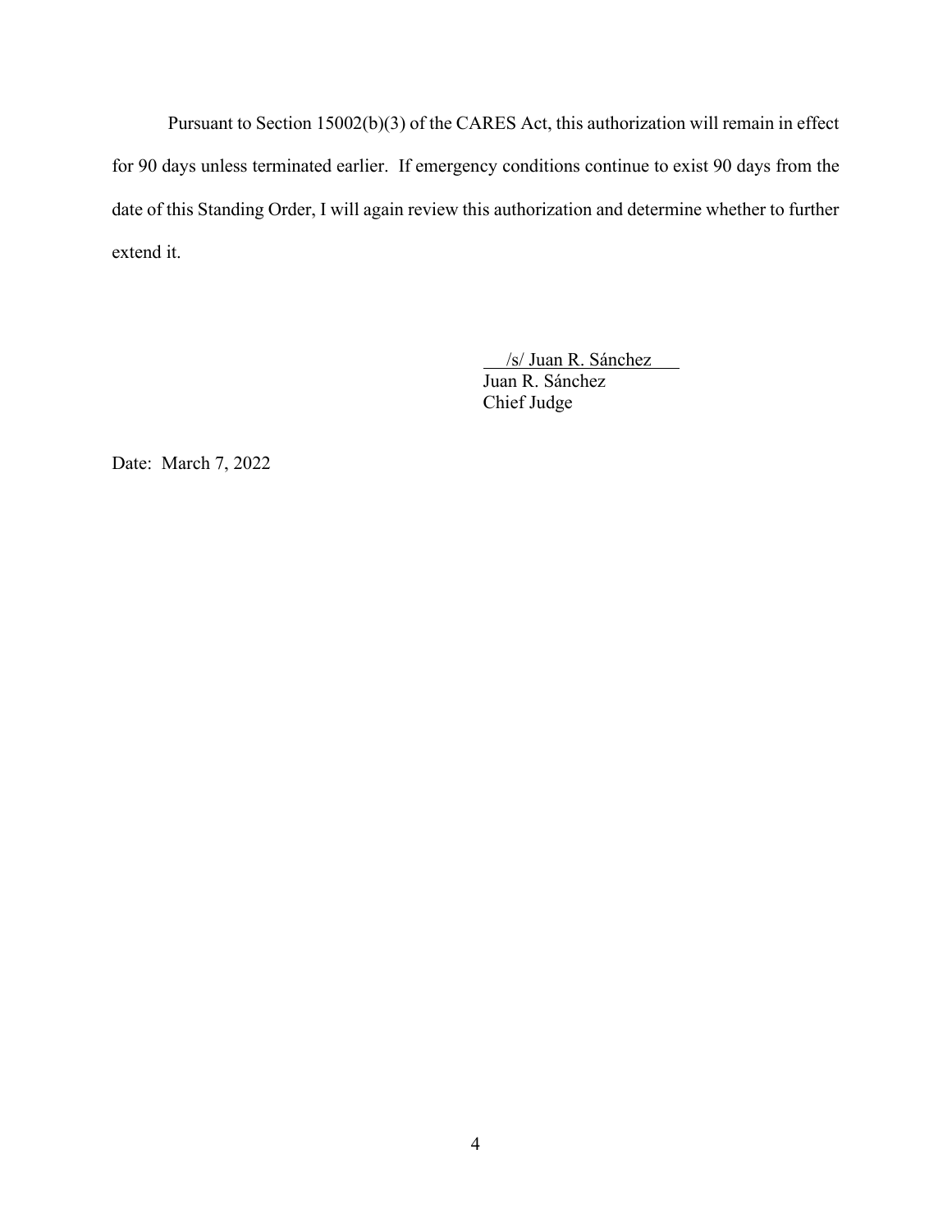Pursuant to Section 15002(b)(3) of the CARES Act, this authorization will remain in effect for 90 days unless terminated earlier. If emergency conditions continue to exist 90 days from the date of this Standing Order, I will again review this authorization and determine whether to further extend it.

/s/ Juan R. Sánchez
Juan R. Sánchez
Chief Judge

Date: March 7, 2022